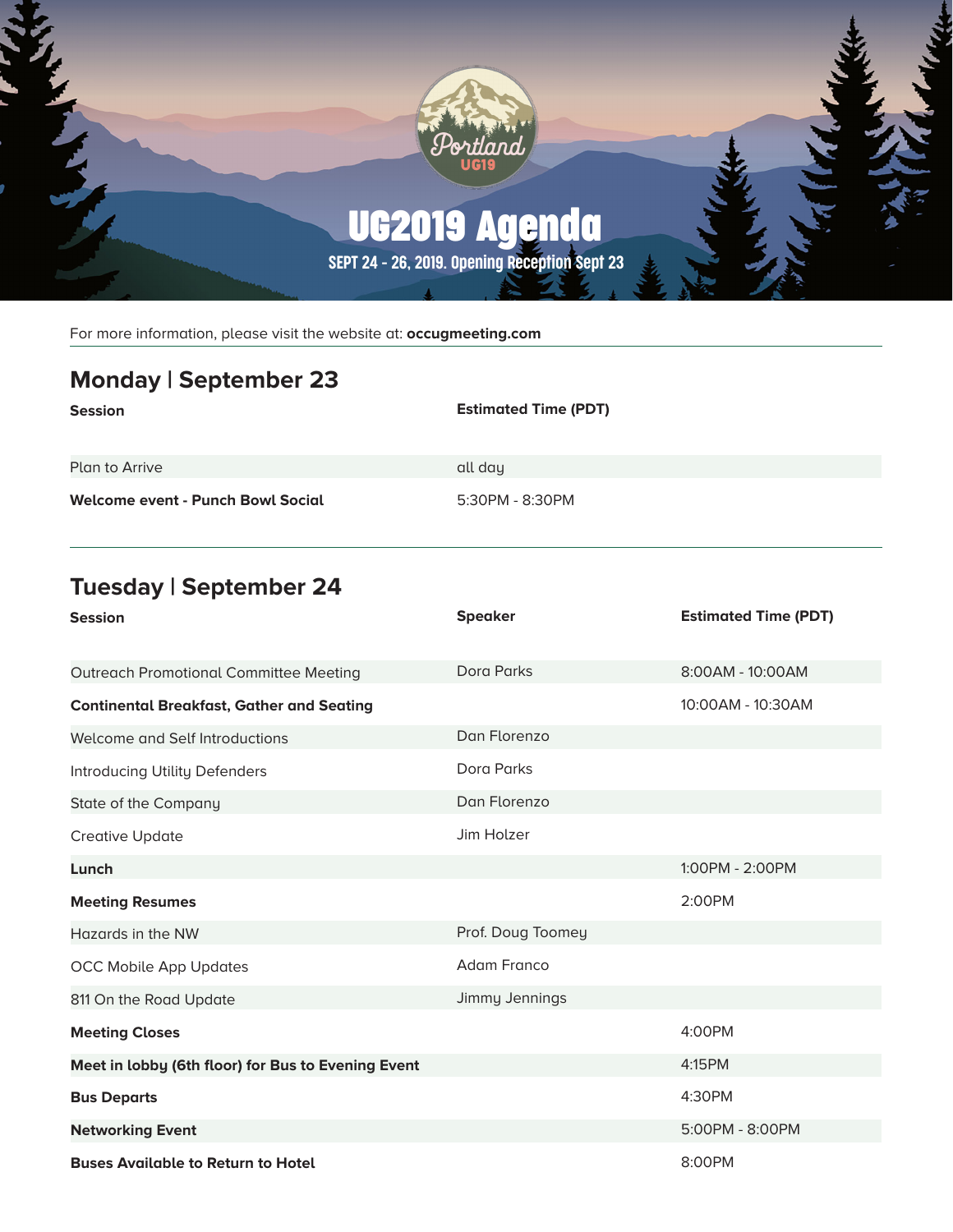# UG2019 Agenda

SEPT 24 - 26, 2019. Opening Reception Sept 23

For more information, please visit the website at: **occugmeeting.com**

## Monday | September 23

| Session | Estimated Time (PDT) |
|---|---|
| Plan to Arrive | all day |
| **Welcome event - Punch Bowl Social** | 5:30PM - 8:30PM |

## Tuesday | September 24

| Session | Speaker | Estimated Time (PDT) |
|---|---|---|
| Outreach Promotional Committee Meeting | Dora Parks | 8:00AM - 10:00AM |
| **Continental Breakfast, Gather and Seating** | | 10:00AM - 10:30AM |
| Welcome and Self Introductions | Dan Florenzo | |
| Introducing Utility Defenders | Dora Parks | |
| State of the Company | Dan Florenzo | |
| Creative Update | Jim Holzer | |
| **Lunch** | | 1:00PM - 2:00PM |
| **Meeting Resumes** | | 2:00PM |
| Hazards in the NW | Prof. Doug Toomey | |
| OCC Mobile App Updates | Adam Franco | |
| 811 On the Road Update | Jimmy Jennings | |
| **Meeting Closes** | | 4:00PM |
| **Meet in lobby (6th floor) for Bus to Evening Event** | | 4:15PM |
| **Bus Departs** | | 4:30PM |
| **Networking Event** | | 5:00PM - 8:00PM |
| **Buses Available to Return to Hotel** | | 8:00PM |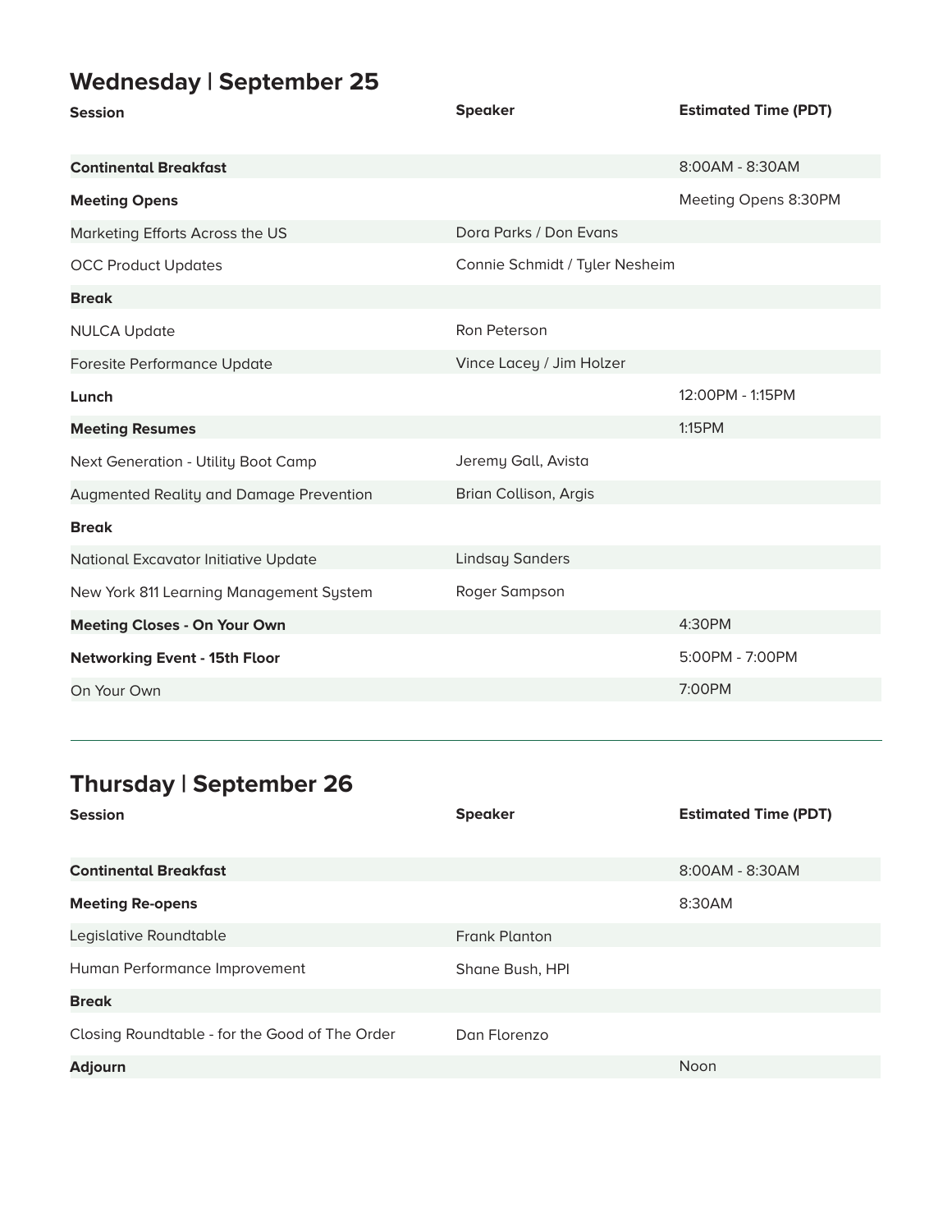## Wednesday | September 25

| Session | Speaker | Estimated Time (PDT) |
| --- | --- | --- |
| **Continental Breakfast** | | 8:00AM - 8:30AM |
| **Meeting Opens** | | Meeting Opens 8:30PM |
| Marketing Efforts Across the US | Dora Parks / Don Evans | |
| OCC Product Updates | Connie Schmidt / Tyler Nesheim | |
| **Break** | | |
| NULCA Update | Ron Peterson | |
| Foresite Performance Update | Vince Lacey / Jim Holzer | |
| **Lunch** | | 12:00PM - 1:15PM |
| **Meeting Resumes** | | 1:15PM |
| Next Generation - Utility Boot Camp | Jeremy Gall, Avista | |
| Augmented Reality and Damage Prevention | Brian Collison, Argis | |
| **Break** | | |
| National Excavator Initiative Update | Lindsay Sanders | |
| New York 811 Learning Management System | Roger Sampson | |
| **Meeting Closes - On Your Own** | | 4:30PM |
| **Networking Event - 15th Floor** | | 5:00PM - 7:00PM |
| On Your Own | | 7:00PM |

---

## Thursday | September 26

| Session | Speaker | Estimated Time (PDT) |
| --- | --- | --- |
| **Continental Breakfast** | | 8:00AM - 8:30AM |
| **Meeting Re-opens** | | 8:30AM |
| Legislative Roundtable | Frank Planton | |
| Human Performance Improvement | Shane Bush, HPI | |
| **Break** | | |
| Closing Roundtable - for the Good of The Order | Dan Florenzo | |
| **Adjourn** | | Noon |